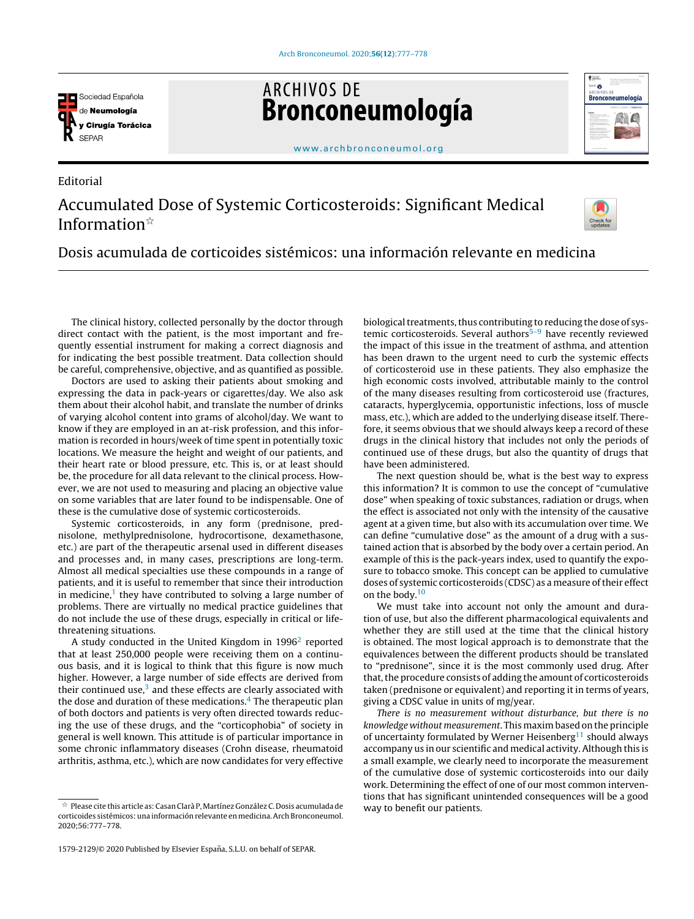Editorial

# Accumulated Dose of Systemic Corticosteroids: Significant Medical Information☆

## Dosis acumulada de corticoides sistémicos: una información relevante en medicina

The clinical history, collected personally by the doctor through direct contact with the patient, is the most important and frequently essential instrument for making a correct diagnosis and for indicating the best possible treatment. Data collection should be careful, comprehensive, objective, and as quantified as possible.

Doctors are used to asking their patients about smoking and expressing the data in pack-years or cigarettes/day. We also ask them about their alcohol habit, and translate the number of drinks of varying alcohol content into grams of alcohol/day. We want to know if they are employed in an at-risk profession, and this information is recorded in hours/week of time spent in potentially toxic locations. We measure the height and weight of our patients, and their heart rate or blood pressure, etc. This is, or at least should be, the procedure for all data relevant to the clinical process. However, we are not used to measuring and placing an objective value on some variables that are later found to be indispensable. One of these is the cumulative dose of systemic corticosteroids.

Systemic corticosteroids, in any form (prednisone, prednisolone, methylprednisolone, hydrocortisone, dexamethasone, etc.) are part of the therapeutic arsenal used in different diseases and processes and, in many cases, prescriptions are long-term. Almost all medical specialties use these compounds in a range of patients, and it is useful to remember that since their introduction in medicine,[1] they have contributed to solving a large number of problems. There are virtually no medical practice guidelines that do not include the use of these drugs, especially in critical or life-threatening situations.

A study conducted in the United Kingdom in 1996[2] reported that at least 250,000 people were receiving them on a continuous basis, and it is logical to think that this figure is now much higher. However, a large number of side effects are derived from their continued use,[3] and these effects are clearly associated with the dose and duration of these medications.[4] The therapeutic plan of both doctors and patients is very often directed towards reducing the use of these drugs, and the "corticophobia" of society in general is well known. This attitude is of particular importance in some chronic inflammatory diseases (Crohn disease, rheumatoid arthritis, asthma, etc.), which are now candidates for very effective biological treatments, thus contributing to reducing the dose of systemic corticosteroids. Several authors[5–9] have recently reviewed the impact of this issue in the treatment of asthma, and attention has been drawn to the urgent need to curb the systemic effects of corticosteroid use in these patients. They also emphasize the high economic costs involved, attributable mainly to the control of the many diseases resulting from corticosteroid use (fractures, cataracts, hyperglycemia, opportunistic infections, loss of muscle mass, etc.), which are added to the underlying disease itself. Therefore, it seems obvious that we should always keep a record of these drugs in the clinical history that includes not only the periods of continued use of these drugs, but also the quantity of drugs that have been administered.

The next question should be, what is the best way to express this information? It is common to use the concept of "cumulative dose" when speaking of toxic substances, radiation or drugs, when the effect is associated not only with the intensity of the causative agent at a given time, but also with its accumulation over time. We can define "cumulative dose" as the amount of a drug with a sustained action that is absorbed by the body over a certain period. An example of this is the pack-years index, used to quantify the exposure to tobacco smoke. This concept can be applied to cumulative doses of systemic corticosteroids (CDSC) as a measure of their effect on the body.[10]

We must take into account not only the amount and duration of use, but also the different pharmacological equivalents and whether they are still used at the time that the clinical history is obtained. The most logical approach is to demonstrate that the equivalences between the different products should be translated to "prednisone", since it is the most commonly used drug. After that, the procedure consists of adding the amount of corticosteroids taken (prednisone or equivalent) and reporting it in terms of years, giving a CDSC value in units of mg/year.

*There is no measurement without disturbance, but there is no knowledge without measurement.* This maxim based on the principle of uncertainty formulated by Werner Heisenberg[11] should always accompany us in our scientific and medical activity. Although this is a small example, we clearly need to incorporate the measurement of the cumulative dose of systemic corticosteroids into our daily work. Determining the effect of one of our most common interventions that has significant unintended consequences will be a good way to benefit our patients.

☆ Please cite this article as: Casan Clarà P, Martínez González C. Dosis acumulada de corticoides sistémicos: una información relevante en medicina. Arch Bronconeumol. 2020;56:777–778.

1579-2129/© 2020 Published by Elsevier España, S.L.U. on behalf of SEPAR.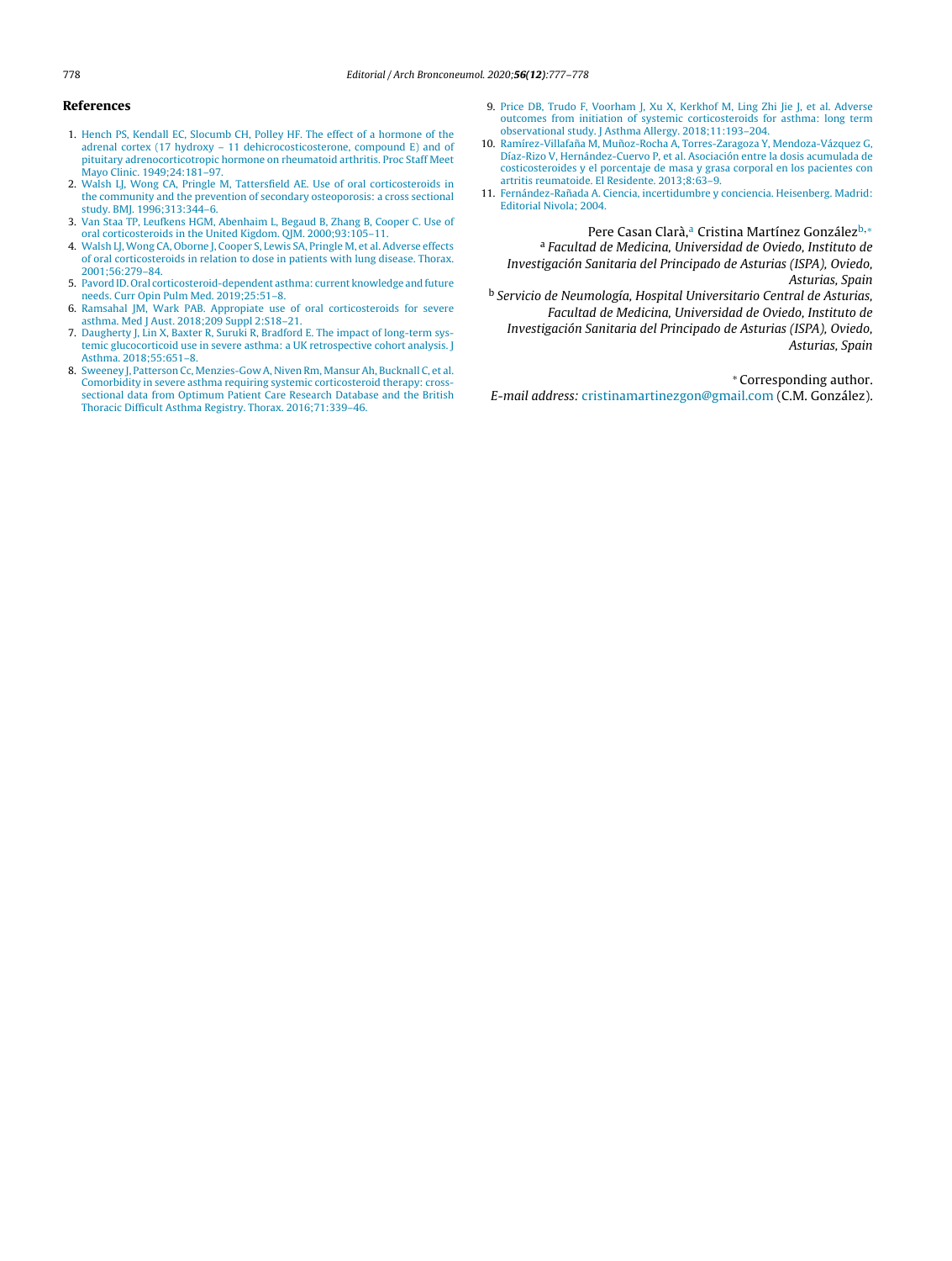## References

1. Hench PS, Kendall EC, Slocumb CH, Polley HF. The effect of a hormone of the adrenal cortex (17 hydroxy – 11 dehicrocosticosterone, compound E) and of pituitary adrenocorticotropic hormone on rheumatoid arthritis. Proc Staff Meet Mayo Clinic. 1949;24:181–97.
2. Walsh LJ, Wong CA, Pringle M, Tattersfield AE. Use of oral corticosteroids in the community and the prevention of secondary osteoporosis: a cross sectional study. BMJ. 1996;313:344–6.
3. Van Staa TP, Leufkens HGM, Abenhaim L, Begaud B, Zhang B, Cooper C. Use of oral corticosteroids in the United Kigdom. QJM. 2000;93:105–11.
4. Walsh LJ, Wong CA, Oborne J, Cooper S, Lewis SA, Pringle M, et al. Adverse effects of oral corticosteroids in relation to dose in patients with lung disease. Thorax. 2001;56:279–84.
5. Pavord ID. Oral corticosteroid-dependent asthma: current knowledge and future needs. Curr Opin Pulm Med. 2019;25:51–8.
6. Ramsahal JM, Wark PAB. Appropiate use of oral corticosteroids for severe asthma. Med J Aust. 2018;209 Suppl 2:S18–21.
7. Daugherty J, Lin X, Baxter R, Suruki R, Bradford E. The impact of long-term systemic glucocorticoid use in severe asthma: a UK retrospective cohort analysis. J Asthma. 2018;55:651–8.
8. Sweeney J, Patterson Cc, Menzies-Gow A, Niven Rm, Mansur Ah, Bucknall C, et al. Comorbidity in severe asthma requiring systemic corticosteroid therapy: cross-sectional data from Optimum Patient Care Research Database and the British Thoracic Difficult Asthma Registry. Thorax. 2016;71:339–46.
9. Price DB, Trudo F, Voorham J, Xu X, Kerkhof M, Ling Zhi Jie J, et al. Adverse outcomes from initiation of systemic corticosteroids for asthma: long term observational study. J Asthma Allergy. 2018;11:193–204.
10. Ramírez-Villafaña M, Muñoz-Rocha A, Torres-Zaragoza Y, Mendoza-Vázquez G, Díaz-Rizo V, Hernández-Cuervo P, et al. Asociación entre la dosis acumulada de costicosteroides y el porcentaje de masa y grasa corporal en los pacientes con artritis reumatoide. El Residente. 2013;8:63–9.
11. Fernández-Rañada A. Ciencia, incertidumbre y conciencia. Heisenberg. Madrid: Editorial Nivola; 2004.

Pere Casan Clarà,[a] Cristina Martínez González[b,*]

[a] *Facultad de Medicina, Universidad de Oviedo, Instituto de Investigación Sanitaria del Principado de Asturias (ISPA), Oviedo, Asturias, Spain*

[b] *Servicio de Neumología, Hospital Universitario Central de Asturias, Facultad de Medicina, Universidad de Oviedo, Instituto de Investigación Sanitaria del Principado de Asturias (ISPA), Oviedo, Asturias, Spain*

* Corresponding author.
*E-mail address:* cristinamartinezgon@gmail.com (C.M. González).